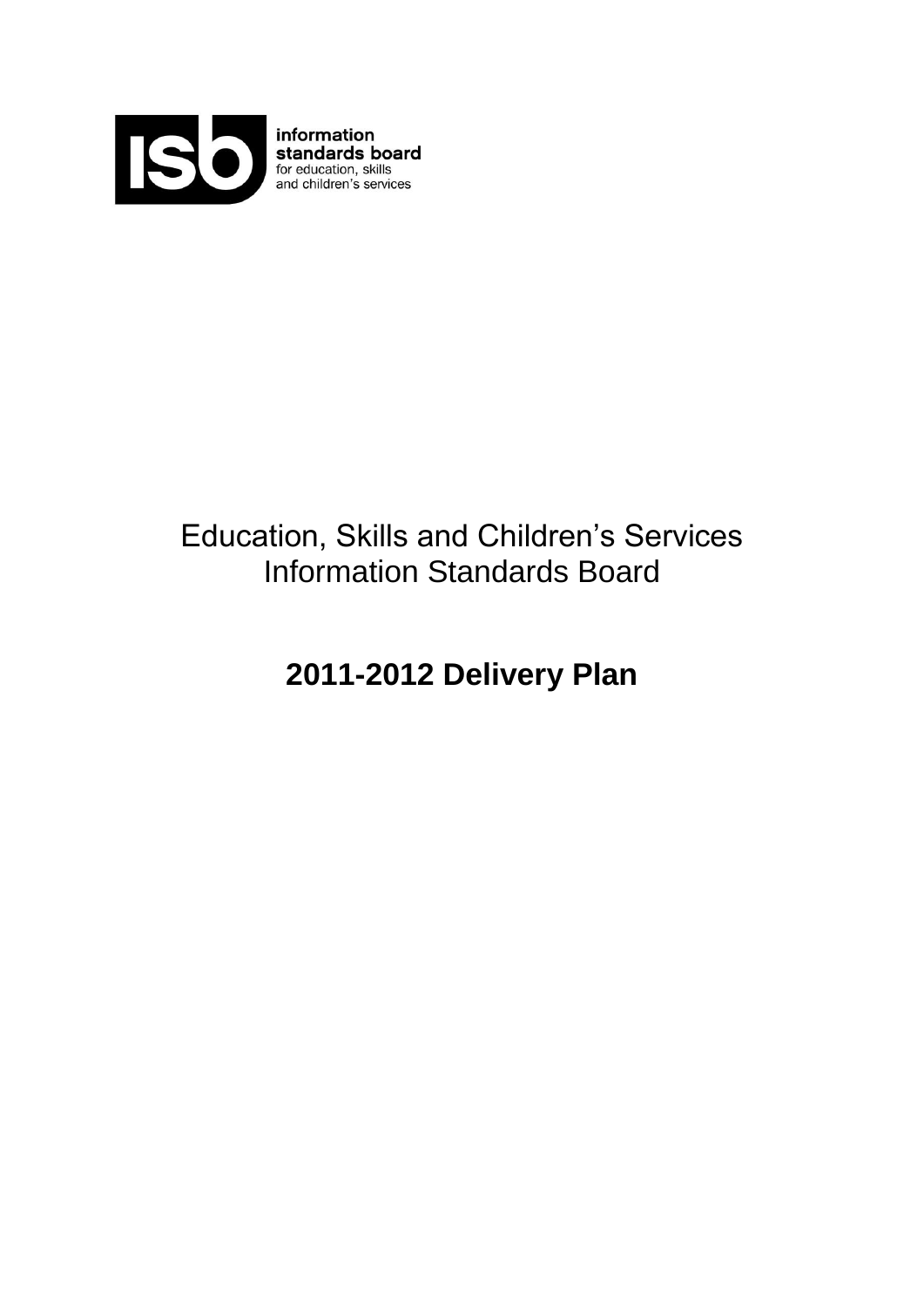information standards board
for education, skills and children's services

# Education, Skills and Children's Services Information Standards Board

## **2011-2012 Delivery Plan**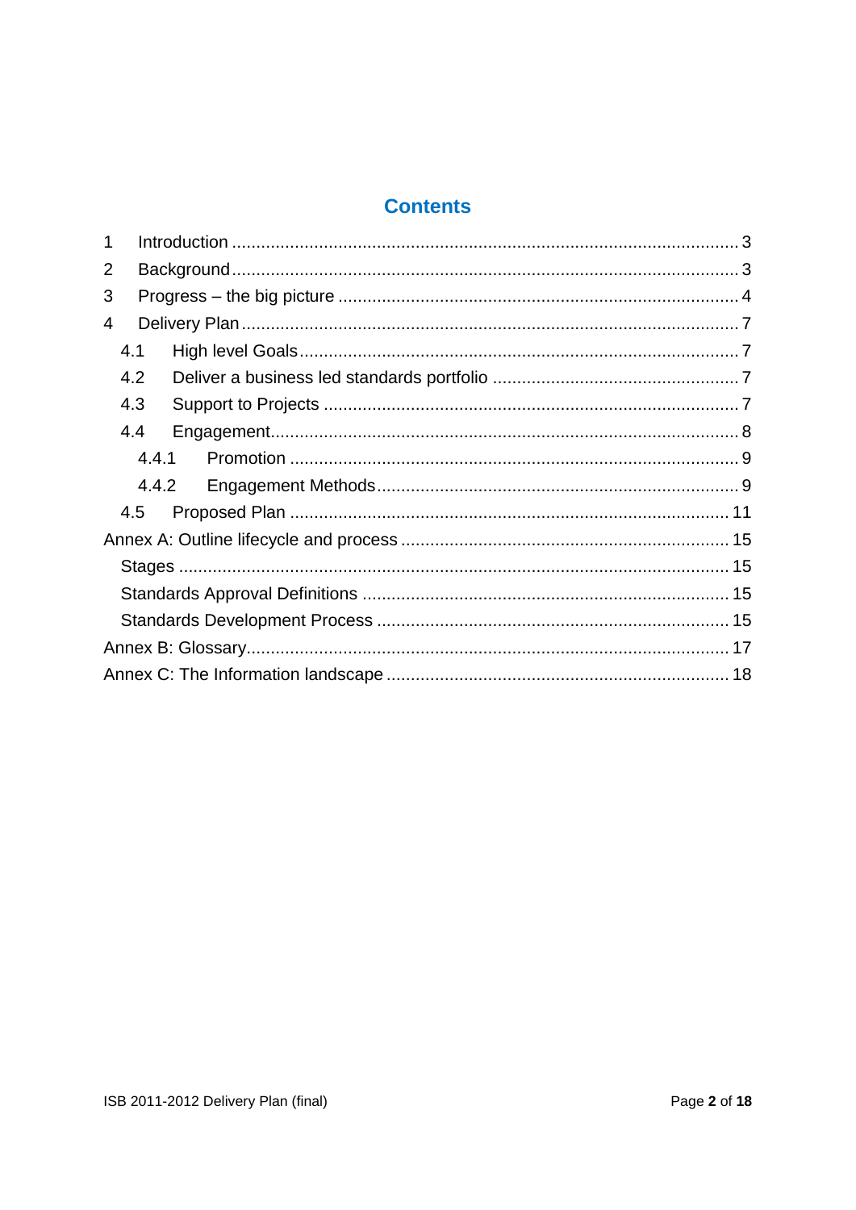# Contents

1 Introduction ........................................................................................................ 3

2 Background......................................................................................................... 3

3 Progress – the big picture ................................................................................... 4

4 Delivery Plan ....................................................................................................... 7

- 4.1 High level Goals ............................................................................................ 7
- 4.2 Deliver a business led standards portfolio .................................................... 7
- 4.3 Support to Projects ........................................................................................ 7
- 4.4 Engagement.................................................................................................. 8
  - 4.4.1 Promotion ............................................................................................... 9
  - 4.4.2 Engagement Methods ............................................................................. 9
- 4.5 Proposed Plan .............................................................................................. 11

Annex A: Outline lifecycle and process ................................................................... 15

- Stages ................................................................................................................ 15
- Standards Approval Definitions ........................................................................... 15
- Standards Development Process ........................................................................ 15

Annex B: Glossary.................................................................................................... 17

Annex C: The Information landscape ...................................................................... 18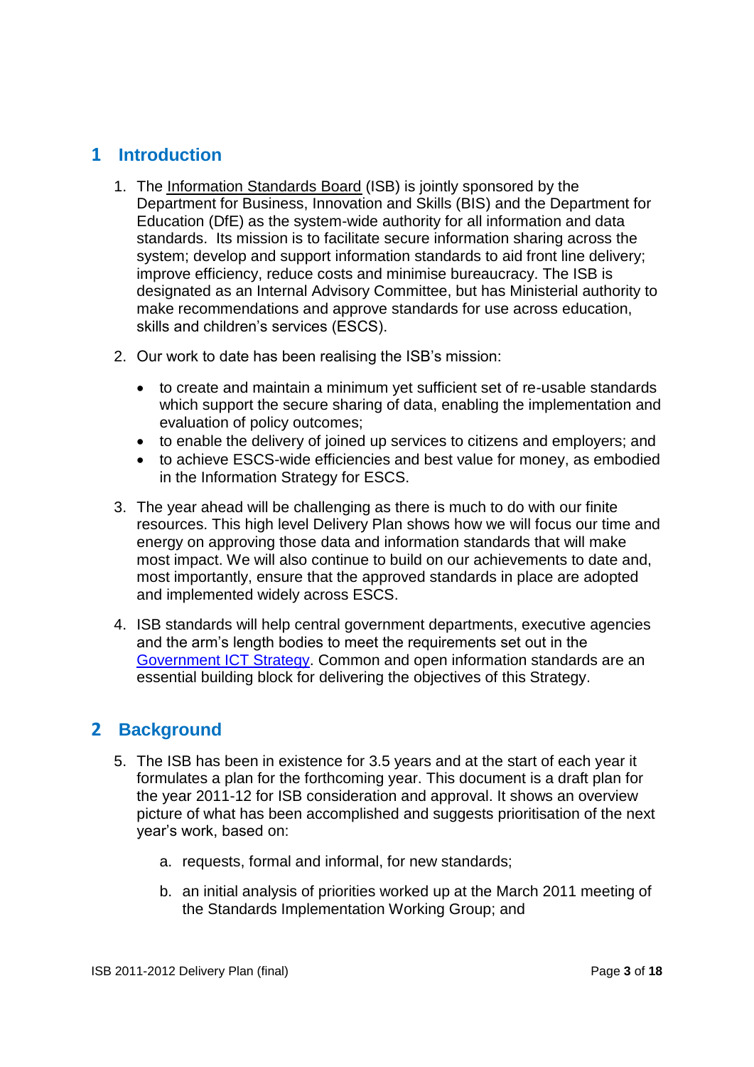## 1 Introduction

1. The Information Standards Board (ISB) is jointly sponsored by the Department for Business, Innovation and Skills (BIS) and the Department for Education (DfE) as the system-wide authority for all information and data standards. Its mission is to facilitate secure information sharing across the system; develop and support information standards to aid front line delivery; improve efficiency, reduce costs and minimise bureaucracy. The ISB is designated as an Internal Advisory Committee, but has Ministerial authority to make recommendations and approve standards for use across education, skills and children's services (ESCS).

2. Our work to date has been realising the ISB's mission:

   - to create and maintain a minimum yet sufficient set of re-usable standards which support the secure sharing of data, enabling the implementation and evaluation of policy outcomes;
   - to enable the delivery of joined up services to citizens and employers; and
   - to achieve ESCS-wide efficiencies and best value for money, as embodied in the Information Strategy for ESCS.

3. The year ahead will be challenging as there is much to do with our finite resources. This high level Delivery Plan shows how we will focus our time and energy on approving those data and information standards that will make most impact. We will also continue to build on our achievements to date and, most importantly, ensure that the approved standards in place are adopted and implemented widely across ESCS.

4. ISB standards will help central government departments, executive agencies and the arm's length bodies to meet the requirements set out in the Government ICT Strategy. Common and open information standards are an essential building block for delivering the objectives of this Strategy.

## 2 Background

5. The ISB has been in existence for 3.5 years and at the start of each year it formulates a plan for the forthcoming year. This document is a draft plan for the year 2011-12 for ISB consideration and approval. It shows an overview picture of what has been accomplished and suggests prioritisation of the next year's work, based on:

   a. requests, formal and informal, for new standards;

   b. an initial analysis of priorities worked up at the March 2011 meeting of the Standards Implementation Working Group; and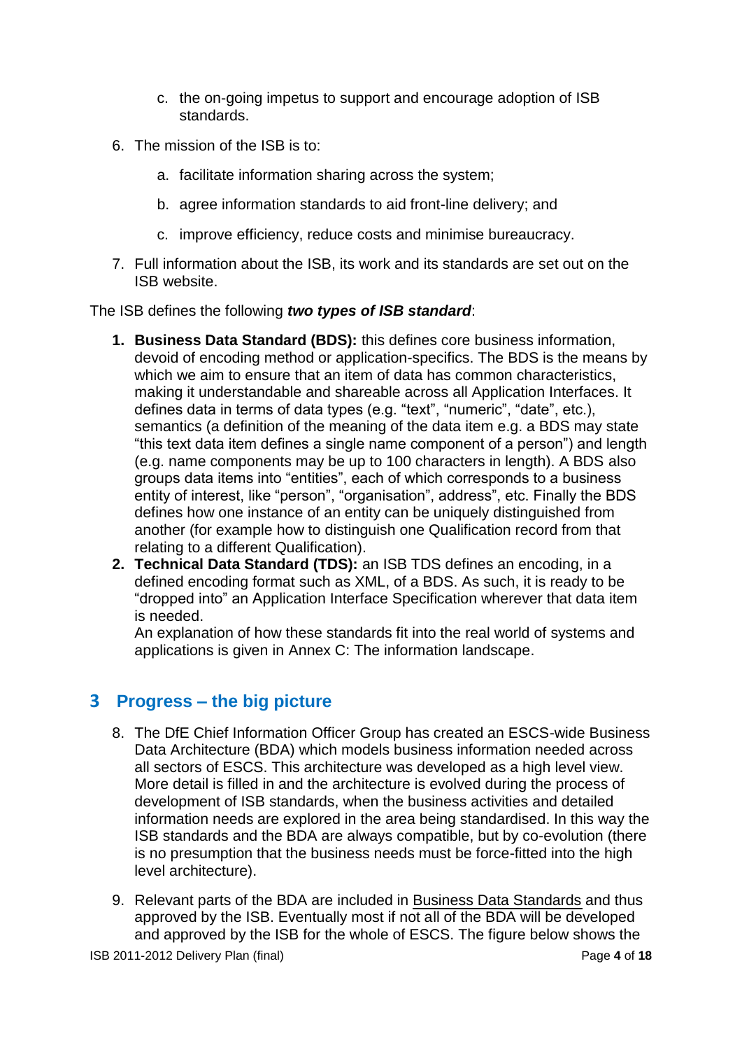c. the on-going impetus to support and encourage adoption of ISB standards.

6. The mission of the ISB is to:

   a. facilitate information sharing across the system;

   b. agree information standards to aid front-line delivery; and

   c. improve efficiency, reduce costs and minimise bureaucracy.

7. Full information about the ISB, its work and its standards are set out on the ISB website.

The ISB defines the following ***two types of ISB standard***:

1. **Business Data Standard (BDS):** this defines core business information, devoid of encoding method or application-specifics. The BDS is the means by which we aim to ensure that an item of data has common characteristics, making it understandable and shareable across all Application Interfaces. It defines data in terms of data types (e.g. "text", "numeric", "date", etc.), semantics (a definition of the meaning of the data item e.g. a BDS may state "this text data item defines a single name component of a person") and length (e.g. name components may be up to 100 characters in length). A BDS also groups data items into "entities", each of which corresponds to a business entity of interest, like "person", "organisation", address", etc. Finally the BDS defines how one instance of an entity can be uniquely distinguished from another (for example how to distinguish one Qualification record from that relating to a different Qualification).
2. **Technical Data Standard (TDS):** an ISB TDS defines an encoding, in a defined encoding format such as XML, of a BDS. As such, it is ready to be "dropped into" an Application Interface Specification wherever that data item is needed.
   An explanation of how these standards fit into the real world of systems and applications is given in Annex C: The information landscape.

## 3 Progress – the big picture

8. The DfE Chief Information Officer Group has created an ESCS-wide Business Data Architecture (BDA) which models business information needed across all sectors of ESCS. This architecture was developed as a high level view. More detail is filled in and the architecture is evolved during the process of development of ISB standards, when the business activities and detailed information needs are explored in the area being standardised. In this way the ISB standards and the BDA are always compatible, but by co-evolution (there is no presumption that the business needs must be force-fitted into the high level architecture).

9. Relevant parts of the BDA are included in Business Data Standards and thus approved by the ISB. Eventually most if not all of the BDA will be developed and approved by the ISB for the whole of ESCS. The figure below shows the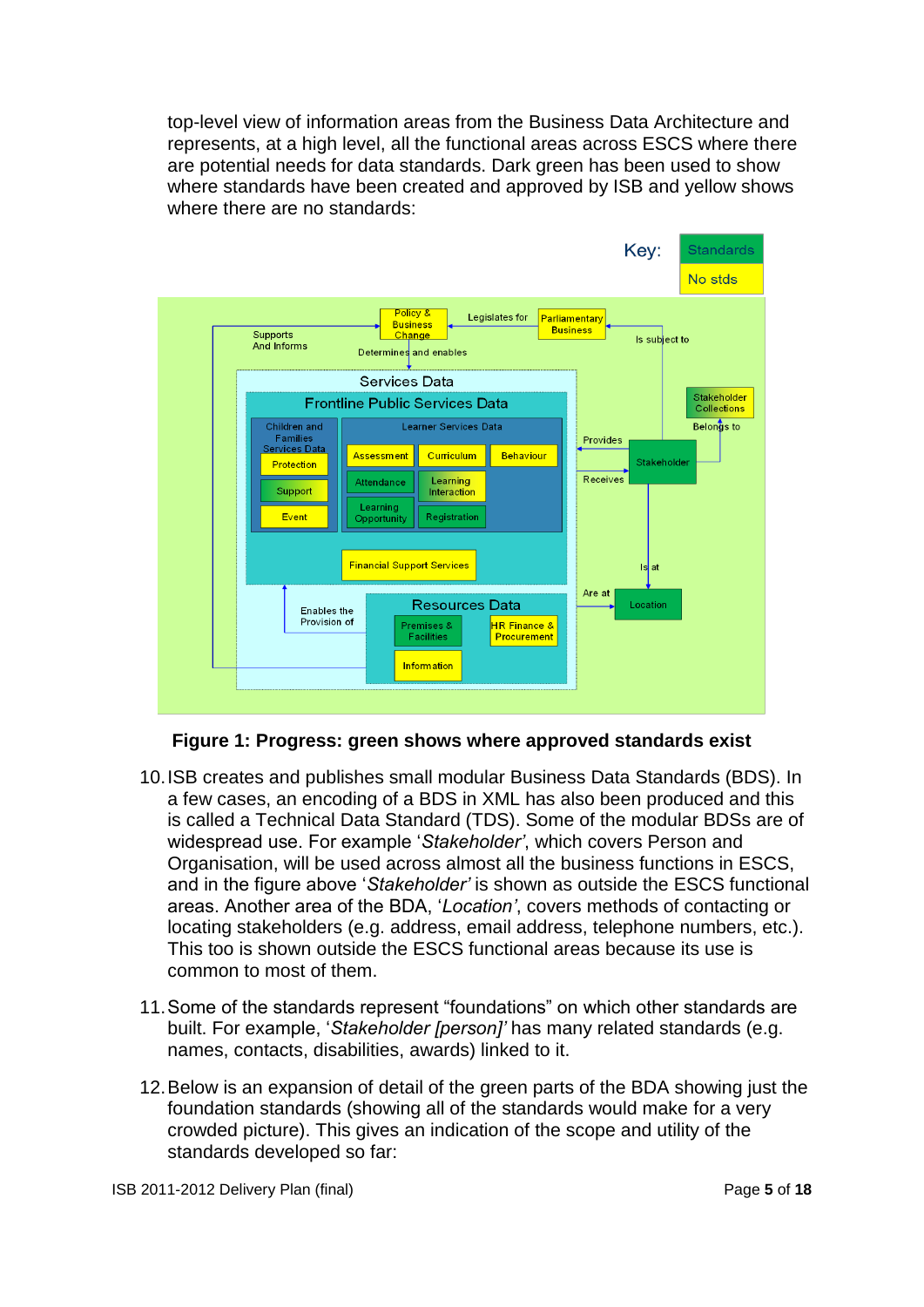top-level view of information areas from the Business Data Architecture and represents, at a high level, all the functional areas across ESCS where there are potential needs for data standards. Dark green has been used to show where standards have been created and approved by ISB and yellow shows where there are no standards:

**Figure 1: Progress: green shows where approved standards exist**

10. ISB creates and publishes small modular Business Data Standards (BDS). In a few cases, an encoding of a BDS in XML has also been produced and this is called a Technical Data Standard (TDS). Some of the modular BDSs are of widespread use. For example '*Stakeholder'*, which covers Person and Organisation, will be used across almost all the business functions in ESCS, and in the figure above '*Stakeholder'* is shown as outside the ESCS functional areas. Another area of the BDA, '*Location'*, covers methods of contacting or locating stakeholders (e.g. address, email address, telephone numbers, etc.). This too is shown outside the ESCS functional areas because its use is common to most of them.

11. Some of the standards represent "foundations" on which other standards are built. For example, '*Stakeholder [person]'* has many related standards (e.g. names, contacts, disabilities, awards) linked to it.

12. Below is an expansion of detail of the green parts of the BDA showing just the foundation standards (showing all of the standards would make for a very crowded picture). This gives an indication of the scope and utility of the standards developed so far: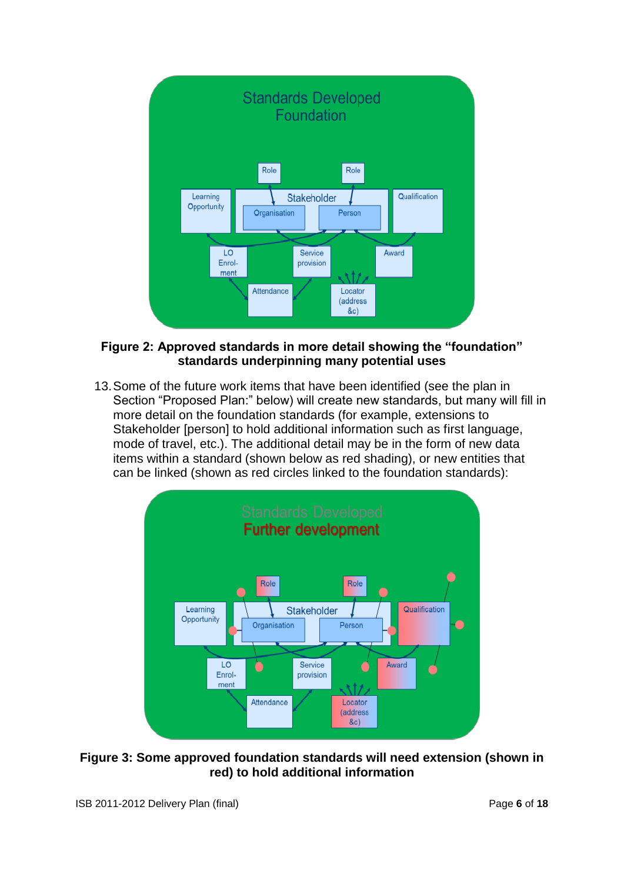**Figure 2: Approved standards in more detail showing the "foundation" standards underpinning many potential uses**

13. Some of the future work items that have been identified (see the plan in Section "Proposed Plan:" below) will create new standards, but many will fill in more detail on the foundation standards (for example, extensions to Stakeholder [person] to hold additional information such as first language, mode of travel, etc.). The additional detail may be in the form of new data items within a standard (shown below as red shading), or new entities that can be linked (shown as red circles linked to the foundation standards):

**Figure 3: Some approved foundation standards will need extension (shown in red) to hold additional information**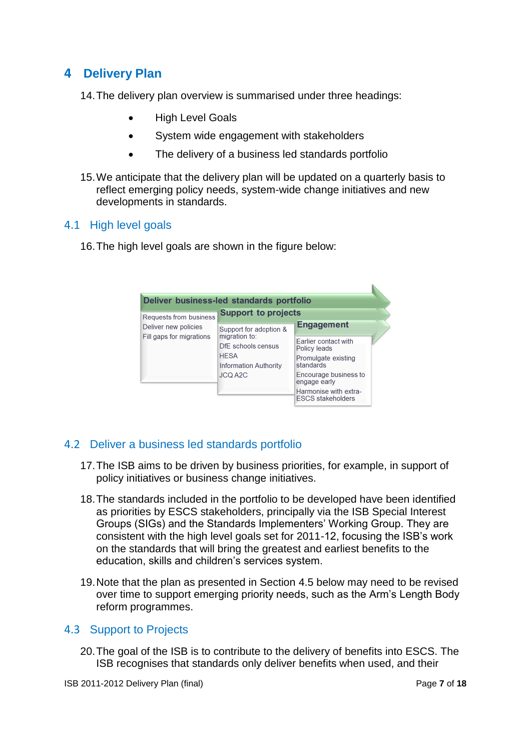# 4 Delivery Plan

14. The delivery plan overview is summarised under three headings:

- High Level Goals
- System wide engagement with stakeholders
- The delivery of a business led standards portfolio

15. We anticipate that the delivery plan will be updated on a quarterly basis to reflect emerging policy needs, system-wide change initiatives and new developments in standards.

## 4.1 High level goals

16. The high level goals are shown in the figure below:

**Deliver business-led standards portfolio**
- Requests from business
- Deliver new policies
- Fill gaps for migrations

**Support to projects**
- Support for adoption & migration to:
- DfE schools census
- HESA
- Information Authority
- JCQ A2C

**Engagement**
- Earlier contact with Policy leads
- Promulgate existing standards
- Encourage business to engage early
- Harmonise with extra-ESCS stakeholders

## 4.2 Deliver a business led standards portfolio

17. The ISB aims to be driven by business priorities, for example, in support of policy initiatives or business change initiatives.

18. The standards included in the portfolio to be developed have been identified as priorities by ESCS stakeholders, principally via the ISB Special Interest Groups (SIGs) and the Standards Implementers' Working Group. They are consistent with the high level goals set for 2011-12, focusing the ISB's work on the standards that will bring the greatest and earliest benefits to the education, skills and children's services system.

19. Note that the plan as presented in Section 4.5 below may need to be revised over time to support emerging priority needs, such as the Arm's Length Body reform programmes.

## 4.3 Support to Projects

20. The goal of the ISB is to contribute to the delivery of benefits into ESCS. The ISB recognises that standards only deliver benefits when used, and their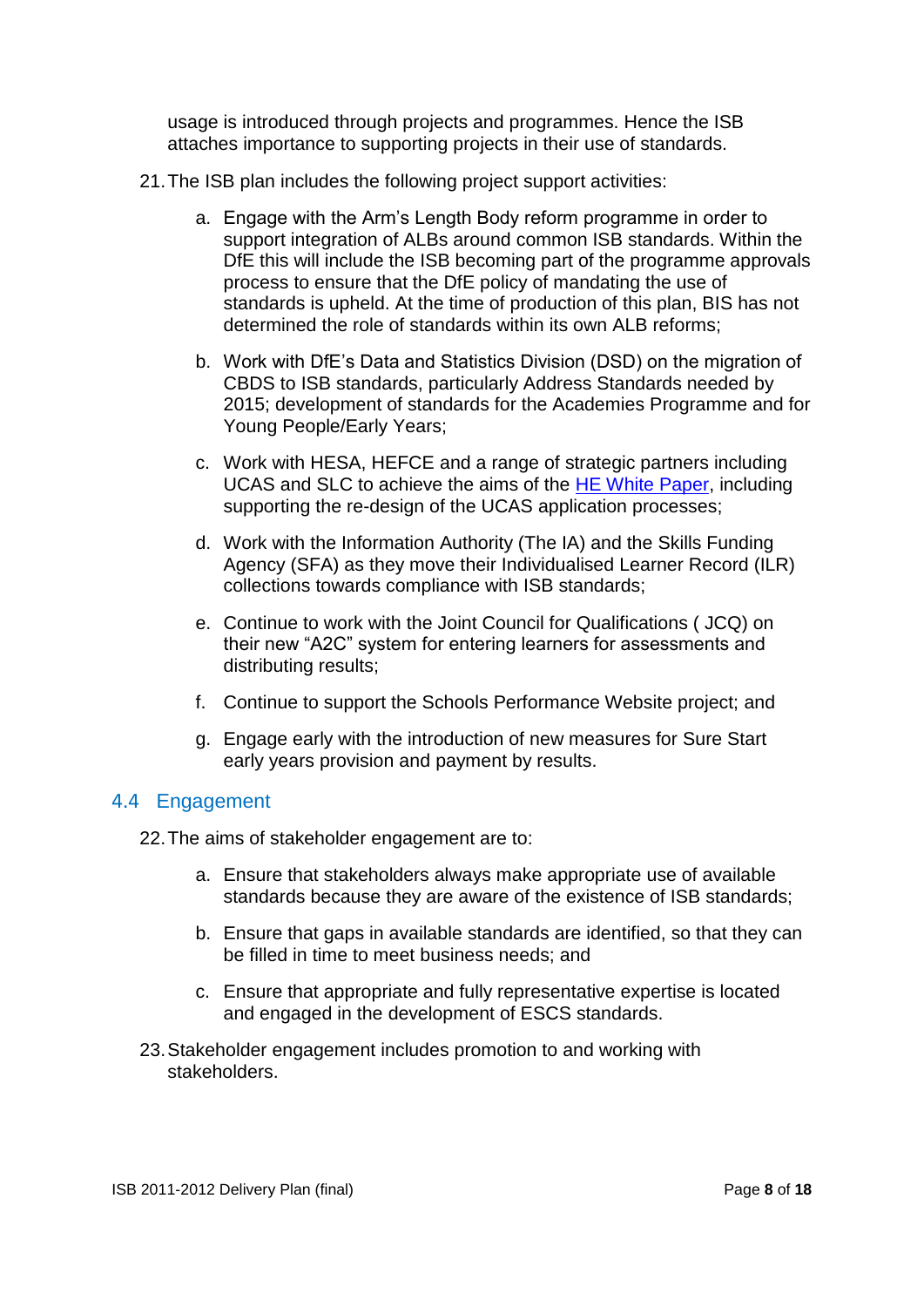usage is introduced through projects and programmes. Hence the ISB attaches importance to supporting projects in their use of standards.

21. The ISB plan includes the following project support activities:

    a. Engage with the Arm's Length Body reform programme in order to support integration of ALBs around common ISB standards. Within the DfE this will include the ISB becoming part of the programme approvals process to ensure that the DfE policy of mandating the use of standards is upheld. At the time of production of this plan, BIS has not determined the role of standards within its own ALB reforms;

    b. Work with DfE's Data and Statistics Division (DSD) on the migration of CBDS to ISB standards, particularly Address Standards needed by 2015; development of standards for the Academies Programme and for Young People/Early Years;

    c. Work with HESA, HEFCE and a range of strategic partners including UCAS and SLC to achieve the aims of the HE White Paper, including supporting the re-design of the UCAS application processes;

    d. Work with the Information Authority (The IA) and the Skills Funding Agency (SFA) as they move their Individualised Learner Record (ILR) collections towards compliance with ISB standards;

    e. Continue to work with the Joint Council for Qualifications ( JCQ) on their new "A2C" system for entering learners for assessments and distributing results;

    f. Continue to support the Schools Performance Website project; and

    g. Engage early with the introduction of new measures for Sure Start early years provision and payment by results.

## 4.4 Engagement

22. The aims of stakeholder engagement are to:

    a. Ensure that stakeholders always make appropriate use of available standards because they are aware of the existence of ISB standards;

    b. Ensure that gaps in available standards are identified, so that they can be filled in time to meet business needs; and

    c. Ensure that appropriate and fully representative expertise is located and engaged in the development of ESCS standards.

23. Stakeholder engagement includes promotion to and working with stakeholders.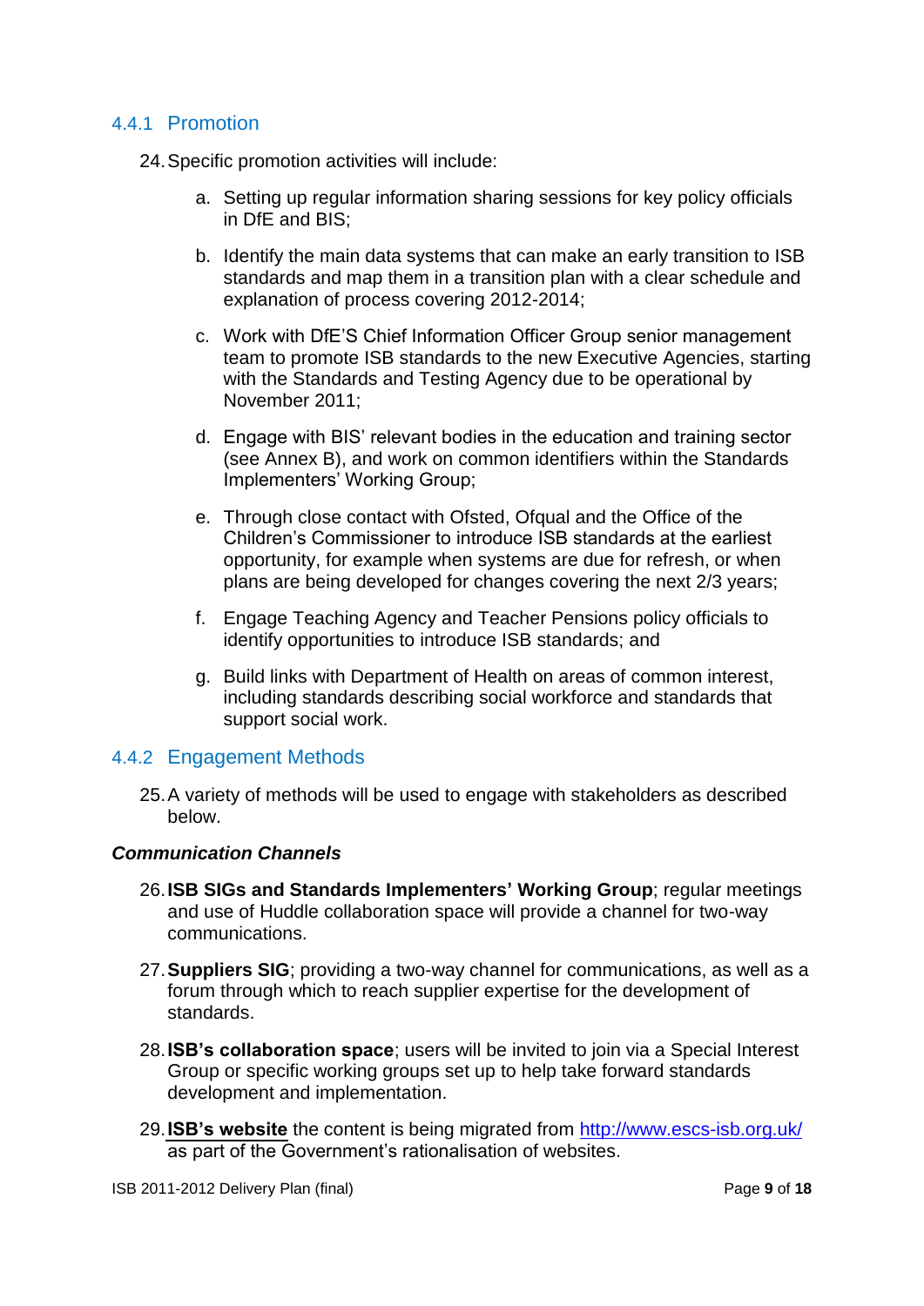### 4.4.1 Promotion

24. Specific promotion activities will include:

   a. Setting up regular information sharing sessions for key policy officials in DfE and BIS;

   b. Identify the main data systems that can make an early transition to ISB standards and map them in a transition plan with a clear schedule and explanation of process covering 2012-2014;

   c. Work with DfE'S Chief Information Officer Group senior management team to promote ISB standards to the new Executive Agencies, starting with the Standards and Testing Agency due to be operational by November 2011;

   d. Engage with BIS' relevant bodies in the education and training sector (see Annex B), and work on common identifiers within the Standards Implementers' Working Group;

   e. Through close contact with Ofsted, Ofqual and the Office of the Children's Commissioner to introduce ISB standards at the earliest opportunity, for example when systems are due for refresh, or when plans are being developed for changes covering the next 2/3 years;

   f. Engage Teaching Agency and Teacher Pensions policy officials to identify opportunities to introduce ISB standards; and

   g. Build links with Department of Health on areas of common interest, including standards describing social workforce and standards that support social work.

### 4.4.2 Engagement Methods

25. A variety of methods will be used to engage with stakeholders as described below.

***Communication Channels***

26. **ISB SIGs and Standards Implementers' Working Group**; regular meetings and use of Huddle collaboration space will provide a channel for two-way communications.

27. **Suppliers SIG**; providing a two-way channel for communications, as well as a forum through which to reach supplier expertise for the development of standards.

28. **ISB's collaboration space**; users will be invited to join via a Special Interest Group or specific working groups set up to help take forward standards development and implementation.

29. **ISB's website** the content is being migrated from http://www.escs-isb.org.uk/ as part of the Government's rationalisation of websites.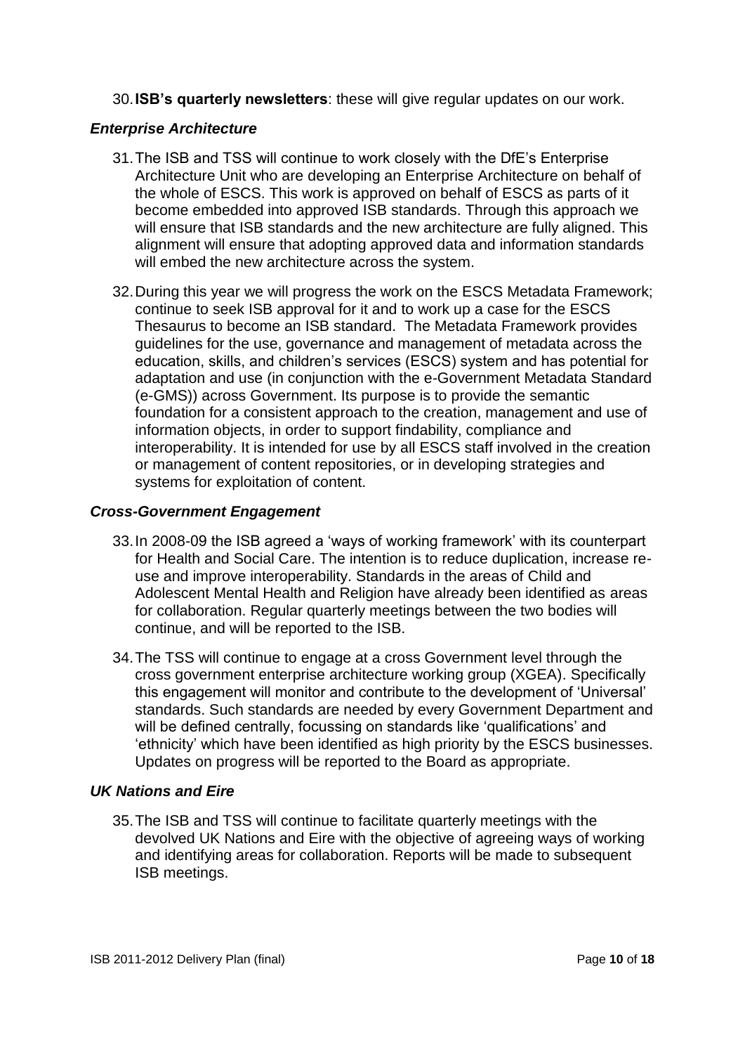30. **ISB's quarterly newsletters**: these will give regular updates on our work.

### *Enterprise Architecture*

31. The ISB and TSS will continue to work closely with the DfE's Enterprise Architecture Unit who are developing an Enterprise Architecture on behalf of the whole of ESCS. This work is approved on behalf of ESCS as parts of it become embedded into approved ISB standards. Through this approach we will ensure that ISB standards and the new architecture are fully aligned. This alignment will ensure that adopting approved data and information standards will embed the new architecture across the system.

32. During this year we will progress the work on the ESCS Metadata Framework; continue to seek ISB approval for it and to work up a case for the ESCS Thesaurus to become an ISB standard. The Metadata Framework provides guidelines for the use, governance and management of metadata across the education, skills, and children's services (ESCS) system and has potential for adaptation and use (in conjunction with the e-Government Metadata Standard (e-GMS)) across Government. Its purpose is to provide the semantic foundation for a consistent approach to the creation, management and use of information objects, in order to support findability, compliance and interoperability. It is intended for use by all ESCS staff involved in the creation or management of content repositories, or in developing strategies and systems for exploitation of content.

### *Cross-Government Engagement*

33. In 2008-09 the ISB agreed a 'ways of working framework' with its counterpart for Health and Social Care. The intention is to reduce duplication, increase re-use and improve interoperability. Standards in the areas of Child and Adolescent Mental Health and Religion have already been identified as areas for collaboration. Regular quarterly meetings between the two bodies will continue, and will be reported to the ISB.

34. The TSS will continue to engage at a cross Government level through the cross government enterprise architecture working group (XGEA). Specifically this engagement will monitor and contribute to the development of 'Universal' standards. Such standards are needed by every Government Department and will be defined centrally, focussing on standards like 'qualifications' and 'ethnicity' which have been identified as high priority by the ESCS businesses. Updates on progress will be reported to the Board as appropriate.

### *UK Nations and Eire*

35. The ISB and TSS will continue to facilitate quarterly meetings with the devolved UK Nations and Eire with the objective of agreeing ways of working and identifying areas for collaboration. Reports will be made to subsequent ISB meetings.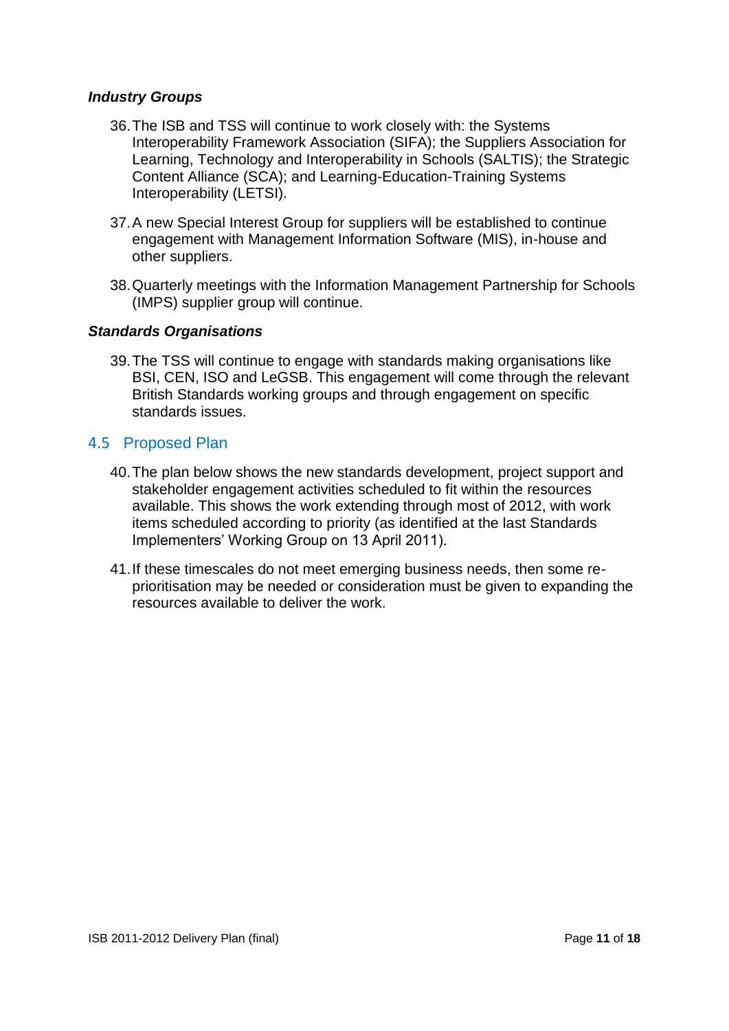***Industry Groups***

36. The ISB and TSS will continue to work closely with: the Systems Interoperability Framework Association (SIFA); the Suppliers Association for Learning, Technology and Interoperability in Schools (SALTIS); the Strategic Content Alliance (SCA); and Learning-Education-Training Systems Interoperability (LETSI).

37. A new Special Interest Group for suppliers will be established to continue engagement with Management Information Software (MIS), in-house and other suppliers.

38. Quarterly meetings with the Information Management Partnership for Schools (IMPS) supplier group will continue.

***Standards Organisations***

39. The TSS will continue to engage with standards making organisations like BSI, CEN, ISO and LeGSB. This engagement will come through the relevant British Standards working groups and through engagement on specific standards issues.

## 4.5 Proposed Plan

40. The plan below shows the new standards development, project support and stakeholder engagement activities scheduled to fit within the resources available. This shows the work extending through most of 2012, with work items scheduled according to priority (as identified at the last Standards Implementers' Working Group on 13 April 2011).

41. If these timescales do not meet emerging business needs, then some re-prioritisation may be needed or consideration must be given to expanding the resources available to deliver the work.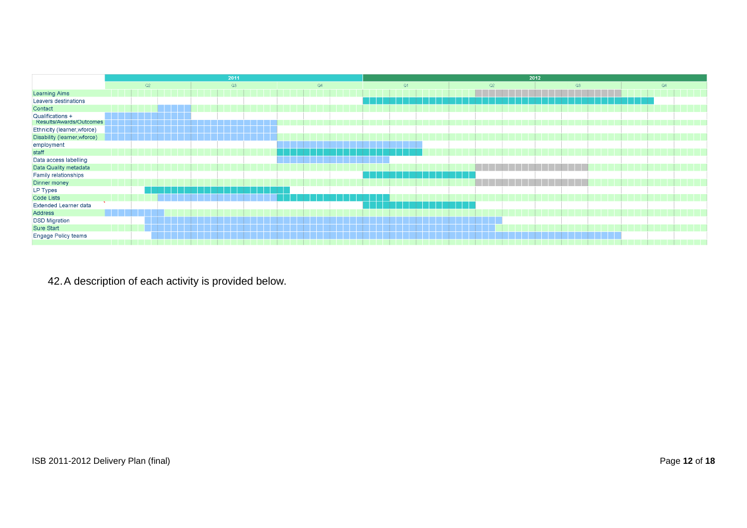| | 2011 | | | 2012 | | | |
|---|---|---|---|---|---|---|---|
| | Q2 | Q3 | Q4 | Q1 | Q2 | Q3 | Q4 |
| Learning Aims | | | | | | | |
| Leavers destinations | | | | | | | |
| Contact | | | | | | | |
| Qualifications + Results/Awards/Outcomes | | | | | | | |
| Ethnicity (learner,wforce) | | | | | | | |
| Disability (learner,wforce) | | | | | | | |
| employment | | | | | | | |
| staff | | | | | | | |
| Data access labelling | | | | | | | |
| Data Quality metadata | | | | | | | |
| Family relationships | | | | | | | |
| Dinner money | | | | | | | |
| LP Types | | | | | | | |
| Code Lists | | | | | | | |
| Extended Learner data | | | | | | | |
| Address | | | | | | | |
| DSD Migration | | | | | | | |
| Sure Start | | | | | | | |
| Engage Policy teams | | | | | | | |

42. A description of each activity is provided below.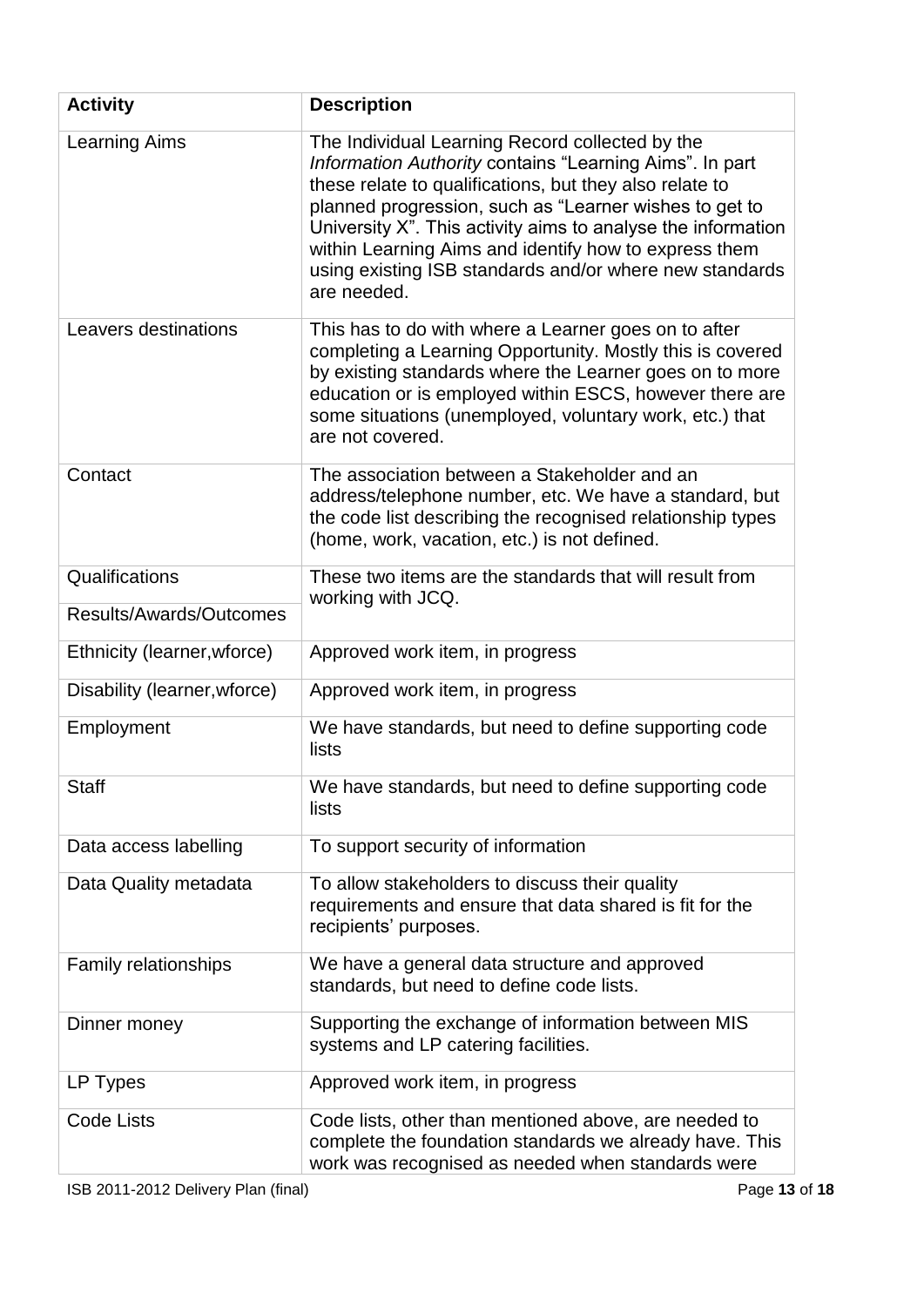| Activity | Description |
|---|---|
| Learning Aims | The Individual Learning Record collected by the *Information Authority* contains "Learning Aims". In part these relate to qualifications, but they also relate to planned progression, such as "Learner wishes to get to University X". This activity aims to analyse the information within Learning Aims and identify how to express them using existing ISB standards and/or where new standards are needed. |
| Leavers destinations | This has to do with where a Learner goes on to after completing a Learning Opportunity. Mostly this is covered by existing standards where the Learner goes on to more education or is employed within ESCS, however there are some situations (unemployed, voluntary work, etc.) that are not covered. |
| Contact | The association between a Stakeholder and an address/telephone number, etc. We have a standard, but the code list describing the recognised relationship types (home, work, vacation, etc.) is not defined. |
| Qualifications | These two items are the standards that will result from working with JCQ. |
| Results/Awards/Outcomes | |
| Ethnicity (learner,wforce) | Approved work item, in progress |
| Disability (learner,wforce) | Approved work item, in progress |
| Employment | We have standards, but need to define supporting code lists |
| Staff | We have standards, but need to define supporting code lists |
| Data access labelling | To support security of information |
| Data Quality metadata | To allow stakeholders to discuss their quality requirements and ensure that data shared is fit for the recipients' purposes. |
| Family relationships | We have a general data structure and approved standards, but need to define code lists. |
| Dinner money | Supporting the exchange of information between MIS systems and LP catering facilities. |
| LP Types | Approved work item, in progress |
| Code Lists | Code lists, other than mentioned above, are needed to complete the foundation standards we already have. This work was recognised as needed when standards were |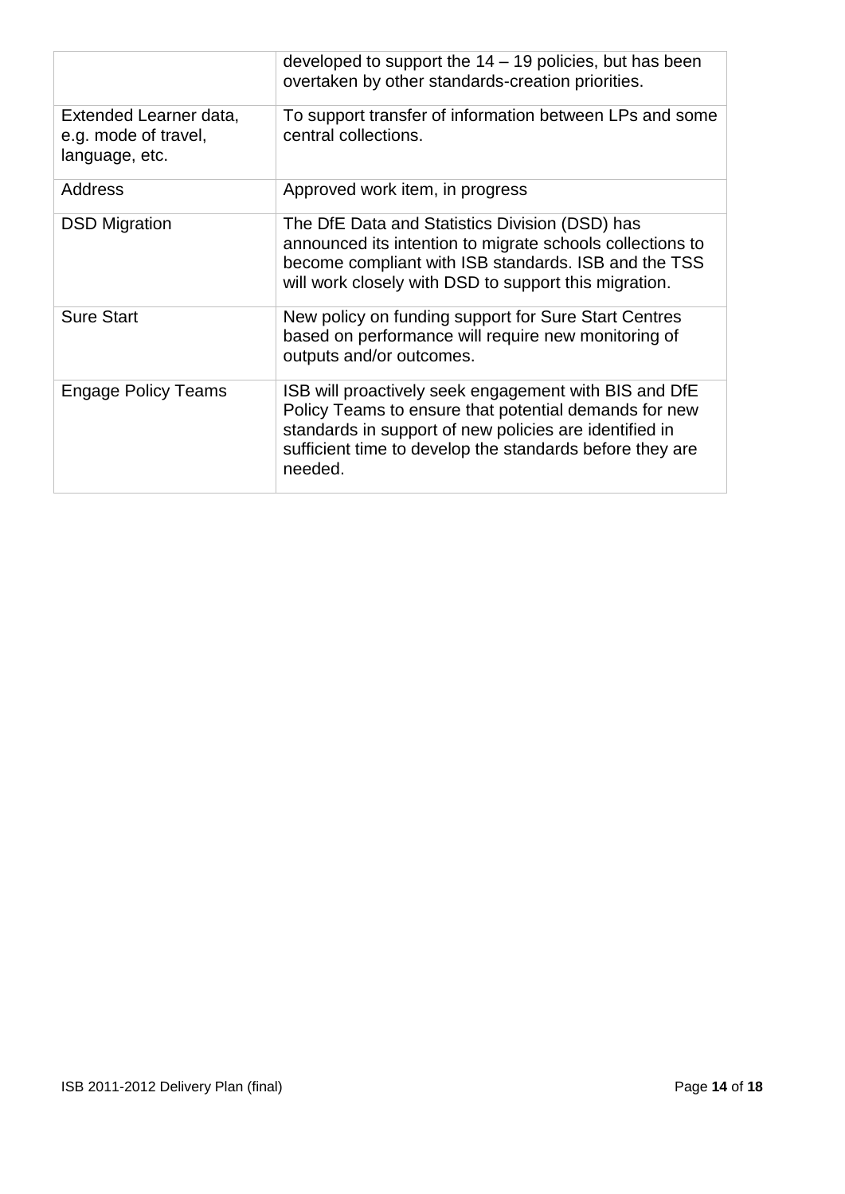|  |  |
| --- | --- |
|  | developed to support the 14 – 19 policies, but has been overtaken by other standards-creation priorities. |
| Extended Learner data, e.g. mode of travel, language, etc. | To support transfer of information between LPs and some central collections. |
| Address | Approved work item, in progress |
| DSD Migration | The DfE Data and Statistics Division (DSD) has announced its intention to migrate schools collections to become compliant with ISB standards. ISB and the TSS will work closely with DSD to support this migration. |
| Sure Start | New policy on funding support for Sure Start Centres based on performance will require new monitoring of outputs and/or outcomes. |
| Engage Policy Teams | ISB will proactively seek engagement with BIS and DfE Policy Teams to ensure that potential demands for new standards in support of new policies are identified in sufficient time to develop the standards before they are needed. |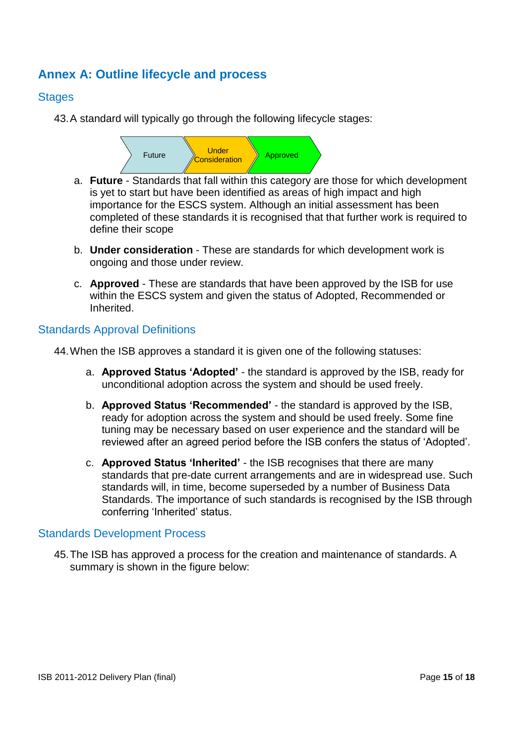## Annex A: Outline lifecycle and process

### Stages

43. A standard will typically go through the following lifecycle stages:

Future → Under Consideration → Approved

a. **Future** - Standards that fall within this category are those for which development is yet to start but have been identified as areas of high impact and high importance for the ESCS system. Although an initial assessment has been completed of these standards it is recognised that that further work is required to define their scope

b. **Under consideration** - These are standards for which development work is ongoing and those under review.

c. **Approved** - These are standards that have been approved by the ISB for use within the ESCS system and given the status of Adopted, Recommended or Inherited.

### Standards Approval Definitions

44. When the ISB approves a standard it is given one of the following statuses:

a. **Approved Status 'Adopted'** - the standard is approved by the ISB, ready for unconditional adoption across the system and should be used freely.

b. **Approved Status 'Recommended'** - the standard is approved by the ISB, ready for adoption across the system and should be used freely. Some fine tuning may be necessary based on user experience and the standard will be reviewed after an agreed period before the ISB confers the status of 'Adopted'.

c. **Approved Status 'Inherited'** - the ISB recognises that there are many standards that pre-date current arrangements and are in widespread use. Such standards will, in time, become superseded by a number of Business Data Standards. The importance of such standards is recognised by the ISB through conferring 'Inherited' status.

### Standards Development Process

45. The ISB has approved a process for the creation and maintenance of standards. A summary is shown in the figure below: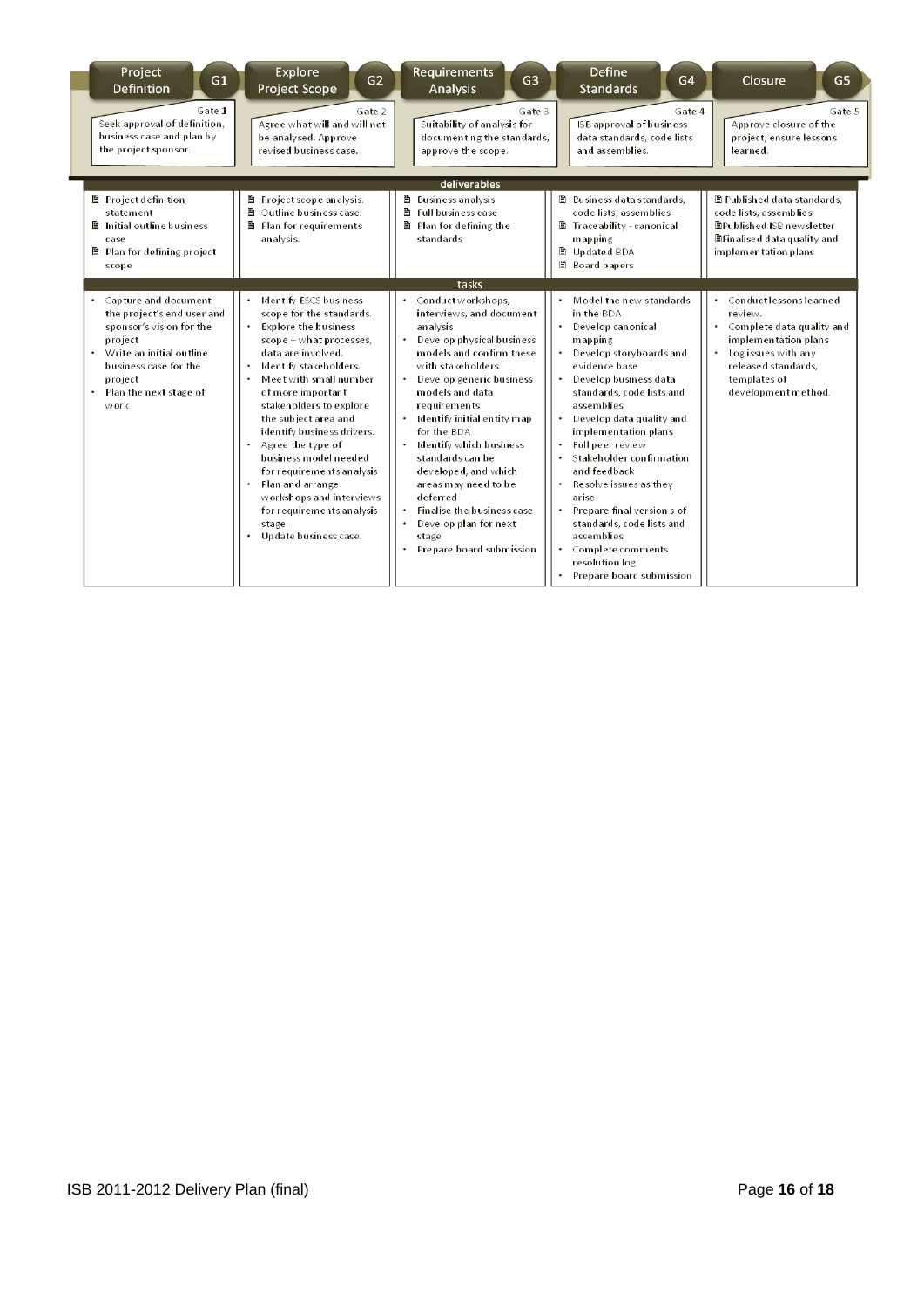| Project Definition (G1) | Explore Project Scope (G2) | Requirements Analysis (G3) | Define Standards (G4) | Closure (G5) |
| --- | --- | --- | --- | --- |
| **Gate 1** Seek approval of definition, business case and plan by the project sponsor. | **Gate 2** Agree what will and will not be analysed. Approve revised business case. | **Gate 3** Suitability of analysis for documenting the standards, approve the scope. | **Gate 4** ISB approval of business data standards, code lists and assemblies. | **Gate 5** Approve closure of the project, ensure lessons learned. |
| **deliverables** | | | | |
| Project definition statement<br>Initial outline business case<br>Plan for defining project scope | Project scope analysis.<br>Outline business case.<br>Plan for requirements analysis. | Business analysis<br>Full business case<br>Plan for defining the standards | Business data standards, code lists, assemblies<br>Traceability - canonical mapping<br>Updated BDA<br>Board papers | Published data standards, code lists, assemblies<br>Published ISB newsletter<br>Finalised data quality and implementation plans |
| **tasks** | | | | |
| • Capture and document the project's end user and sponsor's vision for the project<br>• Write an initial outline business case for the project<br>• Plan the next stage of work | • Identify ESCS business scope for the standards.<br>• Explore the business scope – what processes, data are involved.<br>• Identify stakeholders.<br>• Meet with small number of more important stakeholders to explore the subject area and identify business drivers.<br>• Agree the type of business model needed for requirements analysis<br>• Plan and arrange workshops and interviews for requirements analysis stage.<br>• Update business case. | • Conduct workshops, interviews, and document analysis<br>• Develop physical business models and confirm these with stakeholders<br>• Develop generic business models and data requirements<br>• Identify initial entity map for the BDA<br>• Identify which business standards can be developed, and which areas may need to be deferred<br>• Finalise the business case<br>• Develop plan for next stage<br>• Prepare board submission | • Model the new standards in the BDA<br>• Develop canonical mapping<br>• Develop storyboards and evidence base<br>• Develop business data standards, code lists and assemblies<br>• Develop data quality and implementation plans<br>• Full peer review<br>• Stakeholder confirmation and feedback<br>• Resolve issues as they arise<br>• Prepare final version s of standards, code lists and assemblies<br>• Complete comments resolution log<br>• Prepare board submission | • Conduct lessons learned review.<br>• Complete data quality and implementation plans<br>• Log issues with any released standards, templates of development method. |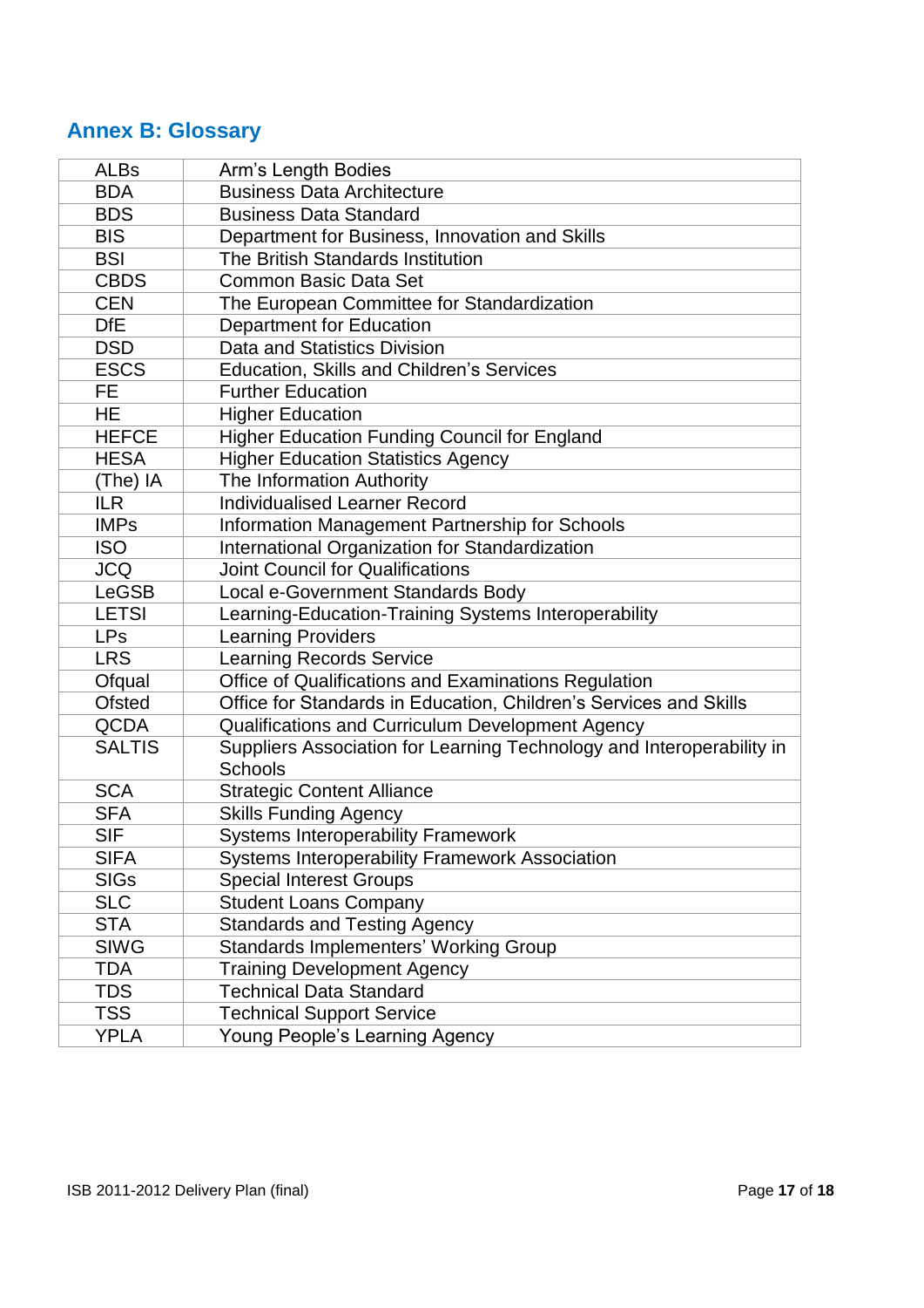## Annex B: Glossary

| | |
|---|---|
| ALBs | Arm's Length Bodies |
| BDA | Business Data Architecture |
| BDS | Business Data Standard |
| BIS | Department for Business, Innovation and Skills |
| BSI | The British Standards Institution |
| CBDS | Common Basic Data Set |
| CEN | The European Committee for Standardization |
| DfE | Department for Education |
| DSD | Data and Statistics Division |
| ESCS | Education, Skills and Children's Services |
| FE | Further Education |
| HE | Higher Education |
| HEFCE | Higher Education Funding Council for England |
| HESA | Higher Education Statistics Agency |
| (The) IA | The Information Authority |
| ILR | Individualised Learner Record |
| IMPs | Information Management Partnership for Schools |
| ISO | International Organization for Standardization |
| JCQ | Joint Council for Qualifications |
| LeGSB | Local e-Government Standards Body |
| LETSI | Learning-Education-Training Systems Interoperability |
| LPs | Learning Providers |
| LRS | Learning Records Service |
| Ofqual | Office of Qualifications and Examinations Regulation |
| Ofsted | Office for Standards in Education, Children's Services and Skills |
| QCDA | Qualifications and Curriculum Development Agency |
| SALTIS | Suppliers Association for Learning Technology and Interoperability in Schools |
| SCA | Strategic Content Alliance |
| SFA | Skills Funding Agency |
| SIF | Systems Interoperability Framework |
| SIFA | Systems Interoperability Framework Association |
| SIGs | Special Interest Groups |
| SLC | Student Loans Company |
| STA | Standards and Testing Agency |
| SIWG | Standards Implementers' Working Group |
| TDA | Training Development Agency |
| TDS | Technical Data Standard |
| TSS | Technical Support Service |
| YPLA | Young People's Learning Agency |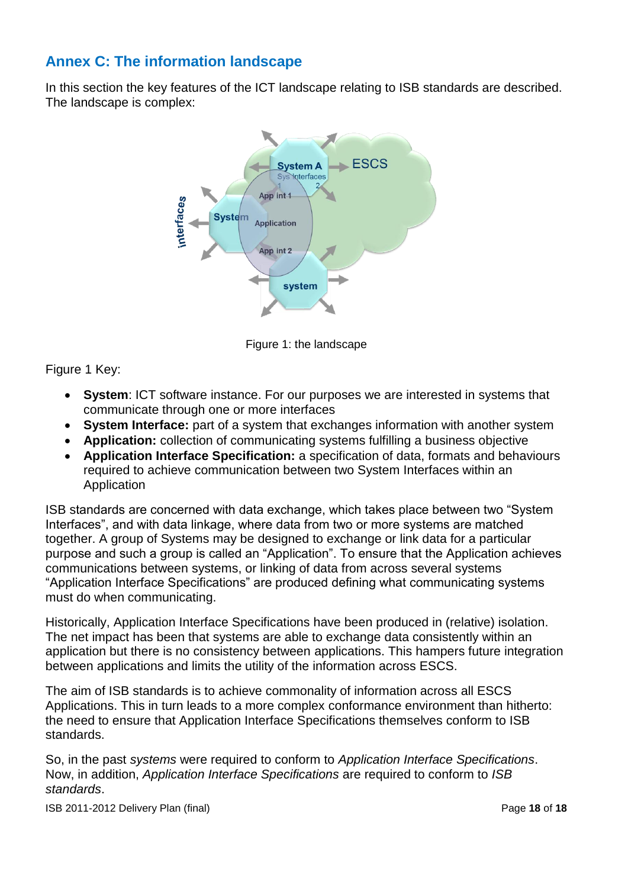## Annex C: The information landscape

In this section the key features of the ICT landscape relating to ISB standards are described. The landscape is complex:

System A
Sys Interfaces
1
2
ESCS
App int 1
interfaces
System
Application
App int 2
system

Figure 1: the landscape

Figure 1 Key:

- **System**: ICT software instance. For our purposes we are interested in systems that communicate through one or more interfaces
- **System Interface:** part of a system that exchanges information with another system
- **Application:** collection of communicating systems fulfilling a business objective
- **Application Interface Specification:** a specification of data, formats and behaviours required to achieve communication between two System Interfaces within an Application

ISB standards are concerned with data exchange, which takes place between two “System Interfaces”, and with data linkage, where data from two or more systems are matched together. A group of Systems may be designed to exchange or link data for a particular purpose and such a group is called an “Application”. To ensure that the Application achieves communications between systems, or linking of data from across several systems “Application Interface Specifications” are produced defining what communicating systems must do when communicating.

Historically, Application Interface Specifications have been produced in (relative) isolation. The net impact has been that systems are able to exchange data consistently within an application but there is no consistency between applications. This hampers future integration between applications and limits the utility of the information across ESCS.

The aim of ISB standards is to achieve commonality of information across all ESCS Applications. This in turn leads to a more complex conformance environment than hitherto: the need to ensure that Application Interface Specifications themselves conform to ISB standards.

So, in the past *systems* were required to conform to *Application Interface Specifications*. Now, in addition, *Application Interface Specifications* are required to conform to *ISB standards*.